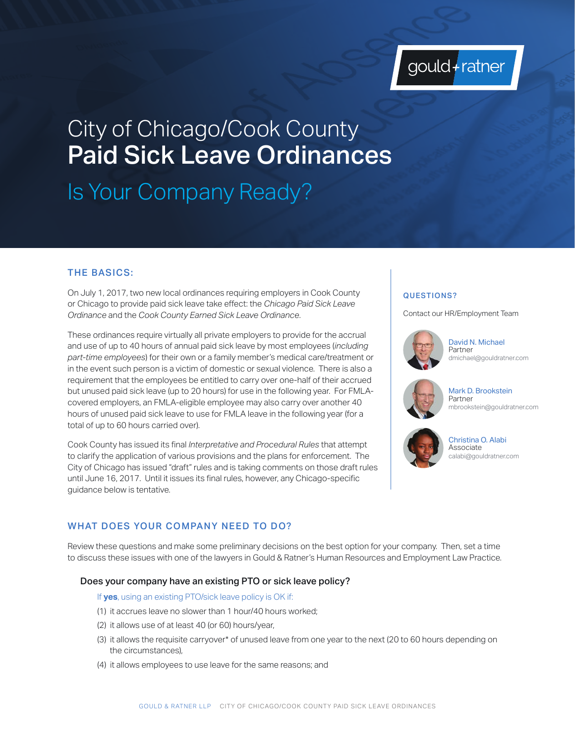gould + ratner

# City of Chicago/Cook County
# Paid Sick Leave Ordinances

## Is Your Company Ready?

## THE BASICS:

On July 1, 2017, two new local ordinances requiring employers in Cook County or Chicago to provide paid sick leave take effect: the *Chicago Paid Sick Leave Ordinance* and the *Cook County Earned Sick Leave Ordinance.*

These ordinances require virtually all private employers to provide for the accrual and use of up to 40 hours of annual paid sick leave by most employees (*including part-time employees*) for their own or a family member's medical care/treatment or in the event such person is a victim of domestic or sexual violence. There is also a requirement that the employees be entitled to carry over one-half of their accrued but unused paid sick leave (up to 20 hours) for use in the following year. For FMLA-covered employers, an FMLA-eligible employee may also carry over another 40 hours of unused paid sick leave to use for FMLA leave in the following year (for a total of up to 60 hours carried over).

Cook County has issued its final *Interpretative and Procedural Rules* that attempt to clarify the application of various provisions and the plans for enforcement. The City of Chicago has issued "draft" rules and is taking comments on those draft rules until June 16, 2017. Until it issues its final rules, however, any Chicago-specific guidance below is tentative.

### QUESTIONS?

Contact our HR/Employment Team

David N. Michael
Partner
dmichael@gouldratner.com

Mark D. Brookstein
Partner
mbrookstein@gouldratner.com

Christina O. Alabi
Associate
calabi@gouldratner.com

## WHAT DOES YOUR COMPANY NEED TO DO?

Review these questions and make some preliminary decisions on the best option for your company. Then, set a time to discuss these issues with one of the lawyers in Gould & Ratner's Human Resources and Employment Law Practice.

### Does your company have an existing PTO or sick leave policy?

If **yes**, using an existing PTO/sick leave policy is OK if:

(1) it accrues leave no slower than 1 hour/40 hours worked;

(2) it allows use of at least 40 (or 60) hours/year,

(3) it allows the requisite carryover* of unused leave from one year to the next (20 to 60 hours depending on the circumstances),

(4) it allows employees to use leave for the same reasons; and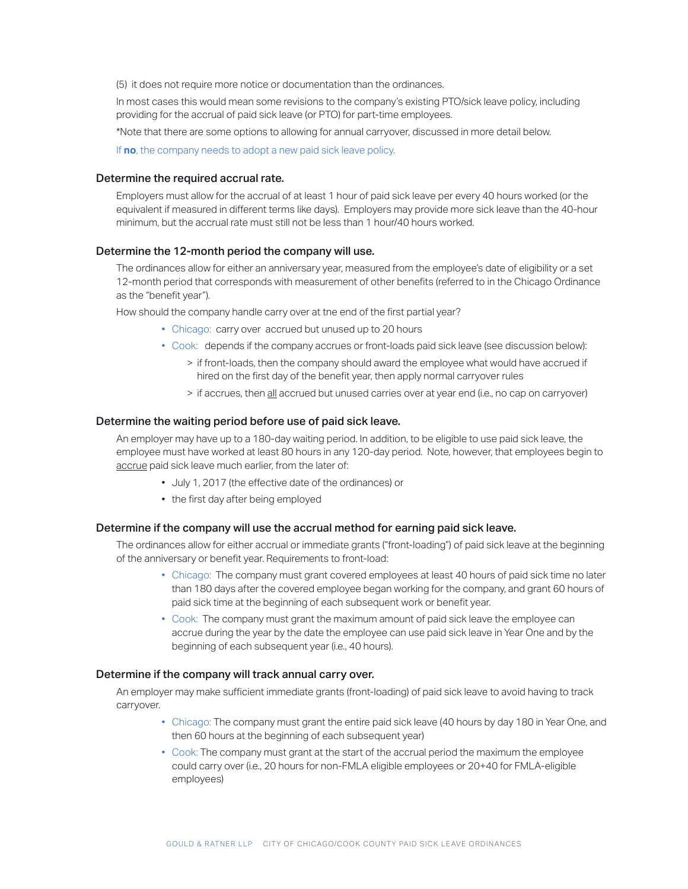(5) it does not require more notice or documentation than the ordinances.

In most cases this would mean some revisions to the company's existing PTO/sick leave policy, including providing for the accrual of paid sick leave (or PTO) for part-time employees.

*Note that there are some options to allowing for annual carryover, discussed in more detail below.

If **no**, the company needs to adopt a new paid sick leave policy.

### Determine the required accrual rate.

Employers must allow for the accrual of at least 1 hour of paid sick leave per every 40 hours worked (or the equivalent if measured in different terms like days). Employers may provide more sick leave than the 40-hour minimum, but the accrual rate must still not be less than 1 hour/40 hours worked.

### Determine the 12-month period the company will use.

The ordinances allow for either an anniversary year, measured from the employee's date of eligibility or a set 12-month period that corresponds with measurement of other benefits (referred to in the Chicago Ordinance as the "benefit year").

How should the company handle carry over at tne end of the first partial year?

- Chicago: carry over accrued but unused up to 20 hours
- Cook: depends if the company accrues or front-loads paid sick leave (see discussion below):
  - if front-loads, then the company should award the employee what would have accrued if hired on the first day of the benefit year, then apply normal carryover rules
  - if accrues, then all accrued but unused carries over at year end (i.e., no cap on carryover)

### Determine the waiting period before use of paid sick leave.

An employer may have up to a 180-day waiting period. In addition, to be eligible to use paid sick leave, the employee must have worked at least 80 hours in any 120-day period. Note, however, that employees begin to accrue paid sick leave much earlier, from the later of:

- July 1, 2017 (the effective date of the ordinances) or
- the first day after being employed

### Determine if the company will use the accrual method for earning paid sick leave.

The ordinances allow for either accrual or immediate grants ("front-loading") of paid sick leave at the beginning of the anniversary or benefit year. Requirements to front-load:

- Chicago: The company must grant covered employees at least 40 hours of paid sick time no later than 180 days after the covered employee began working for the company, and grant 60 hours of paid sick time at the beginning of each subsequent work or benefit year.
- Cook: The company must grant the maximum amount of paid sick leave the employee can accrue during the year by the date the employee can use paid sick leave in Year One and by the beginning of each subsequent year (i.e., 40 hours).

### Determine if the company will track annual carry over.

An employer may make sufficient immediate grants (front-loading) of paid sick leave to avoid having to track carryover.

- Chicago: The company must grant the entire paid sick leave (40 hours by day 180 in Year One, and then 60 hours at the beginning of each subsequent year)
- Cook: The company must grant at the start of the accrual period the maximum the employee could carry over (i.e., 20 hours for non-FMLA eligible employees or 20+40 for FMLA-eligible employees)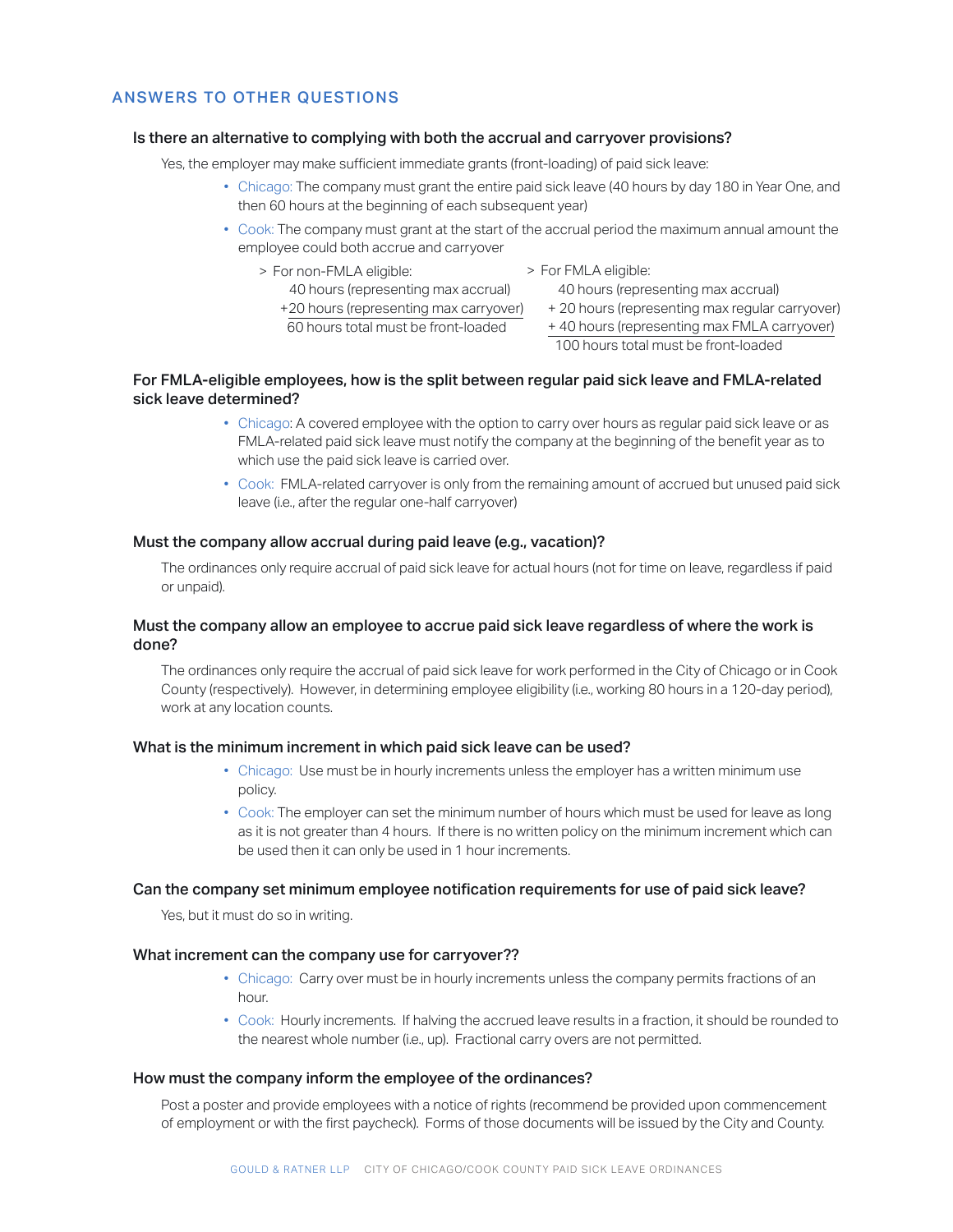## ANSWERS TO OTHER QUESTIONS

### Is there an alternative to complying with both the accrual and carryover provisions?

Yes, the employer may make sufficient immediate grants (front-loading) of paid sick leave:

- Chicago: The company must grant the entire paid sick leave (40 hours by day 180 in Year One, and then 60 hours at the beginning of each subsequent year)
- Cook: The company must grant at the start of the accrual period the maximum annual amount the employee could both accrue and carryover
  - > For non-FMLA eligible:
    - 40 hours (representing max accrual)
    - +20 hours (representing max carryover)
    - 60 hours total must be front-loaded
  - > For FMLA eligible:
    - 40 hours (representing max accrual)
    - + 20 hours (representing max regular carryover)
    - + 40 hours (representing max FMLA carryover)
    - 100 hours total must be front-loaded

### For FMLA-eligible employees, how is the split between regular paid sick leave and FMLA-related sick leave determined?

- Chicago: A covered employee with the option to carry over hours as regular paid sick leave or as FMLA-related paid sick leave must notify the company at the beginning of the benefit year as to which use the paid sick leave is carried over.
- Cook: FMLA-related carryover is only from the remaining amount of accrued but unused paid sick leave (i.e., after the regular one-half carryover)

### Must the company allow accrual during paid leave (e.g., vacation)?

The ordinances only require accrual of paid sick leave for actual hours (not for time on leave, regardless if paid or unpaid).

### Must the company allow an employee to accrue paid sick leave regardless of where the work is done?

The ordinances only require the accrual of paid sick leave for work performed in the City of Chicago or in Cook County (respectively). However, in determining employee eligibility (i.e., working 80 hours in a 120-day period), work at any location counts.

### What is the minimum increment in which paid sick leave can be used?

- Chicago: Use must be in hourly increments unless the employer has a written minimum use policy.
- Cook: The employer can set the minimum number of hours which must be used for leave as long as it is not greater than 4 hours. If there is no written policy on the minimum increment which can be used then it can only be used in 1 hour increments.

### Can the company set minimum employee notification requirements for use of paid sick leave?

Yes, but it must do so in writing.

### What increment can the company use for carryover??

- Chicago: Carry over must be in hourly increments unless the company permits fractions of an hour.
- Cook: Hourly increments. If halving the accrued leave results in a fraction, it should be rounded to the nearest whole number (i.e., up). Fractional carry overs are not permitted.

### How must the company inform the employee of the ordinances?

Post a poster and provide employees with a notice of rights (recommend be provided upon commencement of employment or with the first paycheck). Forms of those documents will be issued by the City and County.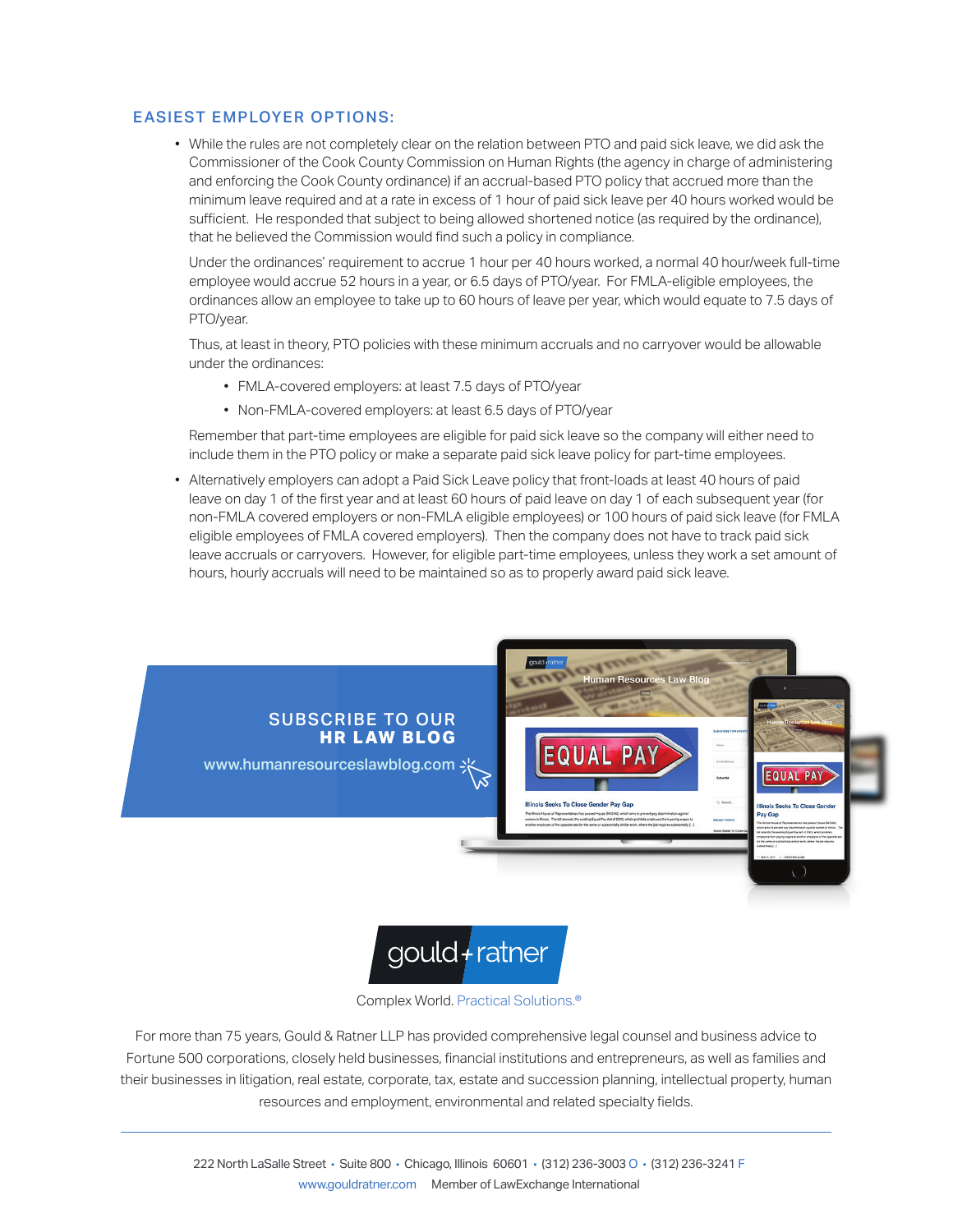## EASIEST EMPLOYER OPTIONS:

- While the rules are not completely clear on the relation between PTO and paid sick leave, we did ask the Commissioner of the Cook County Commission on Human Rights (the agency in charge of administering and enforcing the Cook County ordinance) if an accrual-based PTO policy that accrued more than the minimum leave required and at a rate in excess of 1 hour of paid sick leave per 40 hours worked would be sufficient. He responded that subject to being allowed shortened notice (as required by the ordinance), that he believed the Commission would find such a policy in compliance.

  Under the ordinances' requirement to accrue 1 hour per 40 hours worked, a normal 40 hour/week full-time employee would accrue 52 hours in a year, or 6.5 days of PTO/year. For FMLA-eligible employees, the ordinances allow an employee to take up to 60 hours of leave per year, which would equate to 7.5 days of PTO/year.

  Thus, at least in theory, PTO policies with these minimum accruals and no carryover would be allowable under the ordinances:

  - FMLA-covered employers: at least 7.5 days of PTO/year
  - Non-FMLA-covered employers: at least 6.5 days of PTO/year

  Remember that part-time employees are eligible for paid sick leave so the company will either need to include them in the PTO policy or make a separate paid sick leave policy for part-time employees.

- Alternatively employers can adopt a Paid Sick Leave policy that front-loads at least 40 hours of paid leave on day 1 of the first year and at least 60 hours of paid leave on day 1 of each subsequent year (for non-FMLA covered employers or non-FMLA eligible employees) or 100 hours of paid sick leave (for FMLA eligible employees of FMLA covered employers). Then the company does not have to track paid sick leave accruals or carryovers. However, for eligible part-time employees, unless they work a set amount of hours, hourly accruals will need to be maintained so as to properly award paid sick leave.

**SUBSCRIBE TO OUR HR LAW BLOG**

www.humanresourceslawblog.com

gould + ratner

Complex World. Practical Solutions.®

For more than 75 years, Gould & Ratner LLP has provided comprehensive legal counsel and business advice to Fortune 500 corporations, closely held businesses, financial institutions and entrepreneurs, as well as families and their businesses in litigation, real estate, corporate, tax, estate and succession planning, intellectual property, human resources and employment, environmental and related specialty fields.

---

222 North LaSalle Street • Suite 800 • Chicago, Illinois 60601 • (312) 236-3003 O • (312) 236-3241 F

www.gouldratner.com Member of LawExchange International